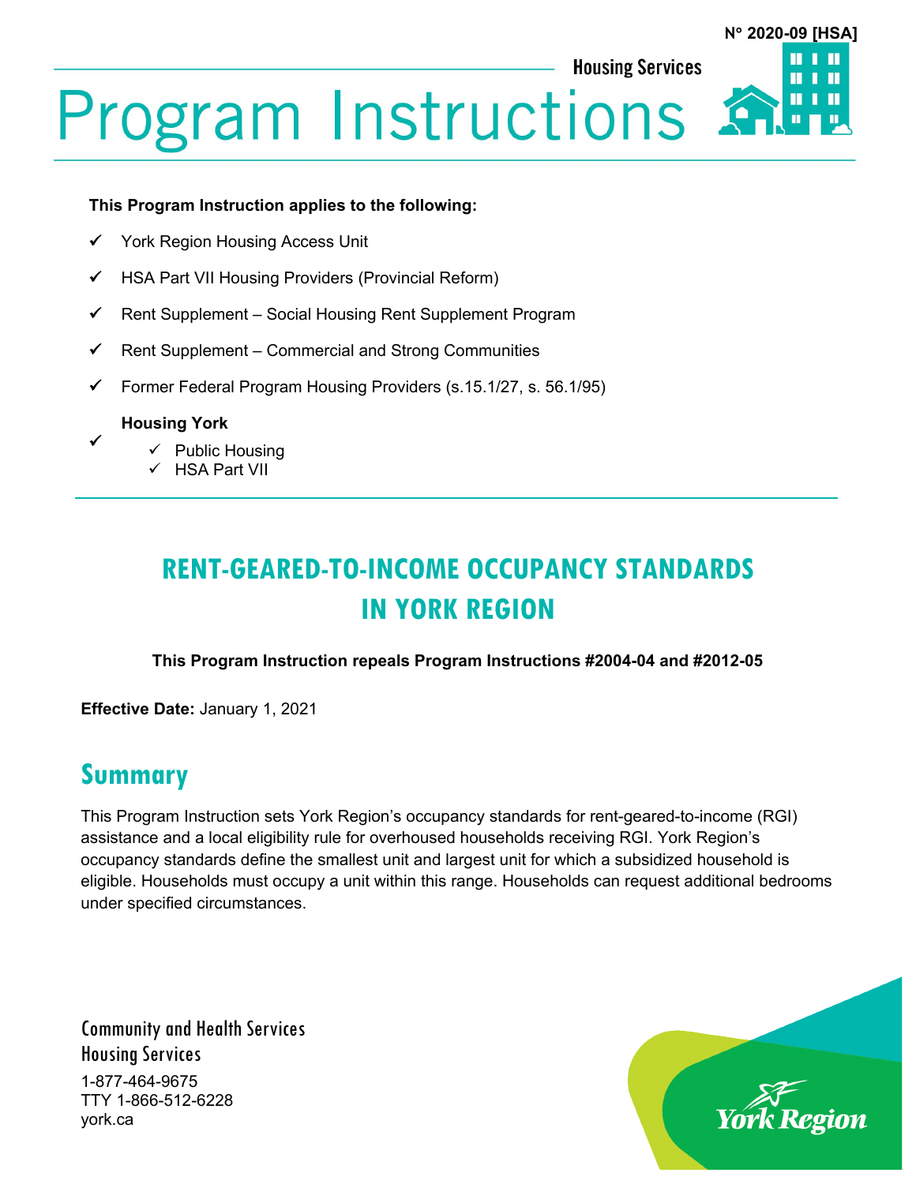N° 2020-09 [HSA]

Housing Services

# Program Instructions

**This Program Instruction applies to the following:**

- ✓ York Region Housing Access Unit
- ✓ HSA Part VII Housing Providers (Provincial Reform)
- ✓ Rent Supplement – Social Housing Rent Supplement Program
- ✓ Rent Supplement – Commercial and Strong Communities
- ✓ Former Federal Program Housing Providers (s.15.1/27, s. 56.1/95)
- ✓ **Housing York**
  - ✓ Public Housing
  - ✓ HSA Part VII

## RENT-GEARED-TO-INCOME OCCUPANCY STANDARDS IN YORK REGION

**This Program Instruction repeals Program Instructions #2004-04 and #2012-05**

**Effective Date:** January 1, 2021

## Summary

This Program Instruction sets York Region's occupancy standards for rent-geared-to-income (RGI) assistance and a local eligibility rule for overhoused households receiving RGI. York Region's occupancy standards define the smallest unit and largest unit for which a subsidized household is eligible. Households must occupy a unit within this range. Households can request additional bedrooms under specified circumstances.

Community and Health Services
Housing Services
1-877-464-9675
TTY 1-866-512-6228
york.ca

York Region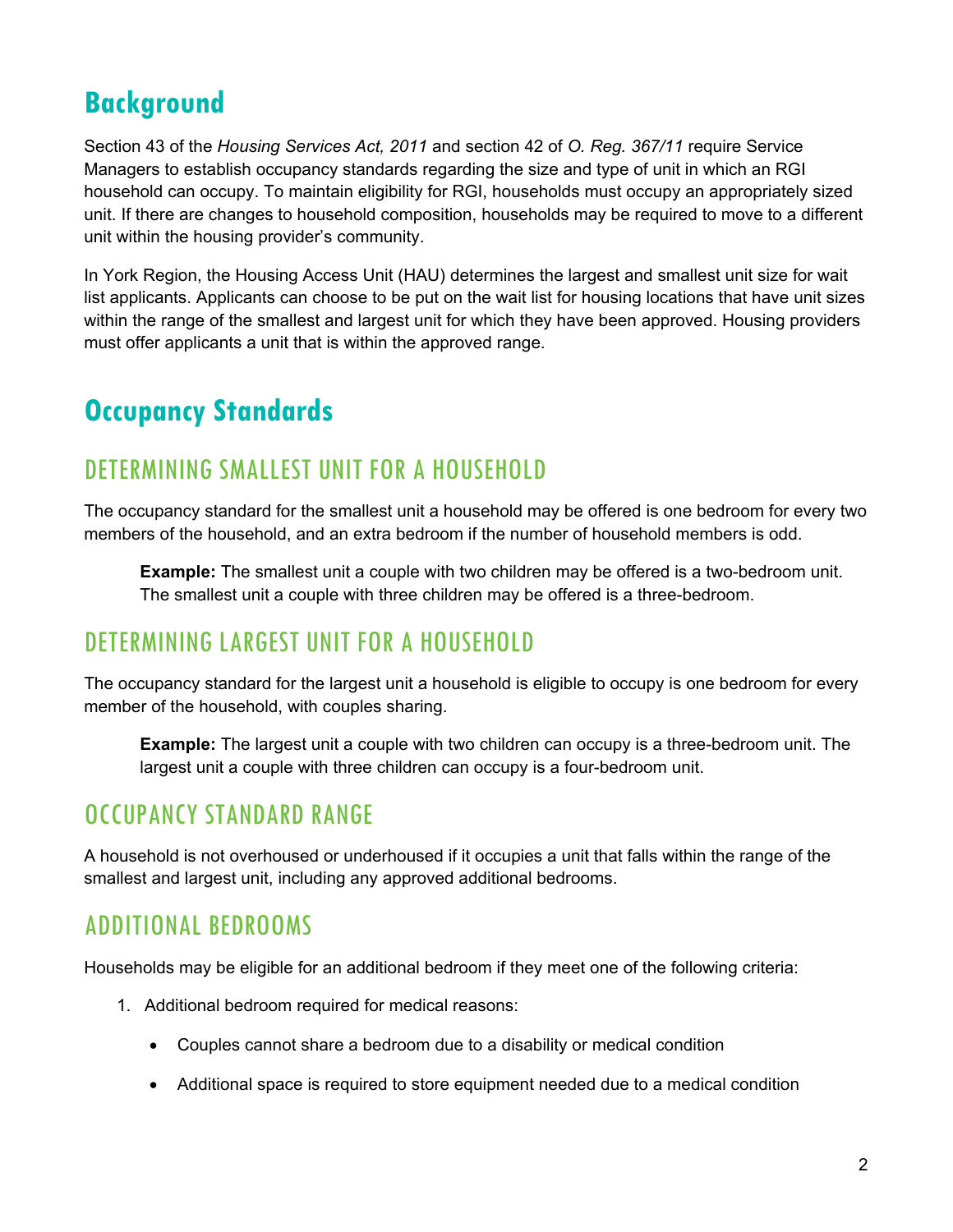## Background

Section 43 of the *Housing Services Act, 2011* and section 42 of *O. Reg. 367/11* require Service Managers to establish occupancy standards regarding the size and type of unit in which an RGI household can occupy. To maintain eligibility for RGI, households must occupy an appropriately sized unit. If there are changes to household composition, households may be required to move to a different unit within the housing provider's community.

In York Region, the Housing Access Unit (HAU) determines the largest and smallest unit size for wait list applicants. Applicants can choose to be put on the wait list for housing locations that have unit sizes within the range of the smallest and largest unit for which they have been approved. Housing providers must offer applicants a unit that is within the approved range.

## Occupancy Standards

### DETERMINING SMALLEST UNIT FOR A HOUSEHOLD

The occupancy standard for the smallest unit a household may be offered is one bedroom for every two members of the household, and an extra bedroom if the number of household members is odd.

> **Example:** The smallest unit a couple with two children may be offered is a two-bedroom unit. The smallest unit a couple with three children may be offered is a three-bedroom.

### DETERMINING LARGEST UNIT FOR A HOUSEHOLD

The occupancy standard for the largest unit a household is eligible to occupy is one bedroom for every member of the household, with couples sharing.

> **Example:** The largest unit a couple with two children can occupy is a three-bedroom unit. The largest unit a couple with three children can occupy is a four-bedroom unit.

### OCCUPANCY STANDARD RANGE

A household is not overhoused or underhoused if it occupies a unit that falls within the range of the smallest and largest unit, including any approved additional bedrooms.

### ADDITIONAL BEDROOMS

Households may be eligible for an additional bedroom if they meet one of the following criteria:

1. Additional bedroom required for medical reasons:
   - Couples cannot share a bedroom due to a disability or medical condition
   - Additional space is required to store equipment needed due to a medical condition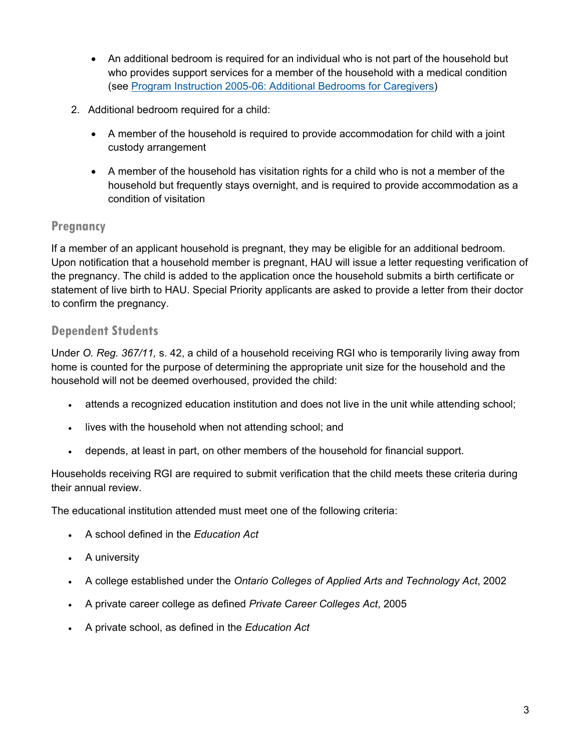- An additional bedroom is required for an individual who is not part of the household but who provides support services for a member of the household with a medical condition (see [Program Instruction 2005-06: Additional Bedrooms for Caregivers])

2. Additional bedroom required for a child:

   - A member of the household is required to provide accommodation for child with a joint custody arrangement
   - A member of the household has visitation rights for a child who is not a member of the household but frequently stays overnight, and is required to provide accommodation as a condition of visitation

## Pregnancy

If a member of an applicant household is pregnant, they may be eligible for an additional bedroom. Upon notification that a household member is pregnant, HAU will issue a letter requesting verification of the pregnancy. The child is added to the application once the household submits a birth certificate or statement of live birth to HAU. Special Priority applicants are asked to provide a letter from their doctor to confirm the pregnancy.

## Dependent Students

Under *O. Reg. 367/11,* s. 42, a child of a household receiving RGI who is temporarily living away from home is counted for the purpose of determining the appropriate unit size for the household and the household will not be deemed overhoused, provided the child:

- attends a recognized education institution and does not live in the unit while attending school;
- lives with the household when not attending school; and
- depends, at least in part, on other members of the household for financial support.

Households receiving RGI are required to submit verification that the child meets these criteria during their annual review.

The educational institution attended must meet one of the following criteria:

- A school defined in the *Education Act*
- A university
- A college established under the *Ontario Colleges of Applied Arts and Technology Act*, 2002
- A private career college as defined *Private Career Colleges Act*, 2005
- A private school, as defined in the *Education Act*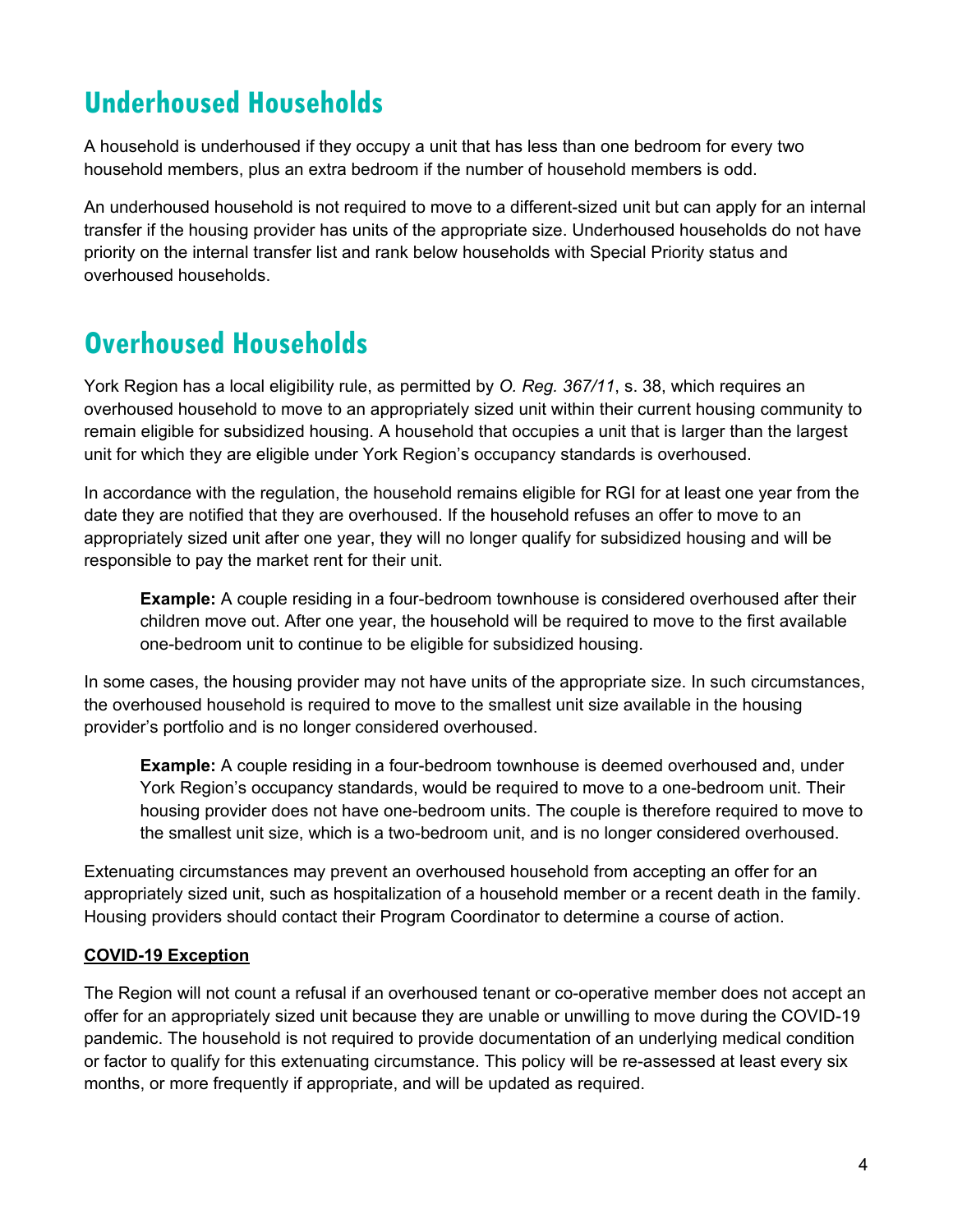## Underhoused Households

A household is underhoused if they occupy a unit that has less than one bedroom for every two household members, plus an extra bedroom if the number of household members is odd.

An underhoused household is not required to move to a different-sized unit but can apply for an internal transfer if the housing provider has units of the appropriate size. Underhoused households do not have priority on the internal transfer list and rank below households with Special Priority status and overhoused households.

## Overhoused Households

York Region has a local eligibility rule, as permitted by *O. Reg. 367/11*, s. 38, which requires an overhoused household to move to an appropriately sized unit within their current housing community to remain eligible for subsidized housing. A household that occupies a unit that is larger than the largest unit for which they are eligible under York Region's occupancy standards is overhoused.

In accordance with the regulation, the household remains eligible for RGI for at least one year from the date they are notified that they are overhoused. If the household refuses an offer to move to an appropriately sized unit after one year, they will no longer qualify for subsidized housing and will be responsible to pay the market rent for their unit.

> **Example:** A couple residing in a four-bedroom townhouse is considered overhoused after their children move out. After one year, the household will be required to move to the first available one-bedroom unit to continue to be eligible for subsidized housing.

In some cases, the housing provider may not have units of the appropriate size. In such circumstances, the overhoused household is required to move to the smallest unit size available in the housing provider's portfolio and is no longer considered overhoused.

> **Example:** A couple residing in a four-bedroom townhouse is deemed overhoused and, under York Region's occupancy standards, would be required to move to a one-bedroom unit. Their housing provider does not have one-bedroom units. The couple is therefore required to move to the smallest unit size, which is a two-bedroom unit, and is no longer considered overhoused.

Extenuating circumstances may prevent an overhoused household from accepting an offer for an appropriately sized unit, such as hospitalization of a household member or a recent death in the family. Housing providers should contact their Program Coordinator to determine a course of action.

**COVID-19 Exception**

The Region will not count a refusal if an overhoused tenant or co-operative member does not accept an offer for an appropriately sized unit because they are unable or unwilling to move during the COVID-19 pandemic. The household is not required to provide documentation of an underlying medical condition or factor to qualify for this extenuating circumstance. This policy will be re-assessed at least every six months, or more frequently if appropriate, and will be updated as required.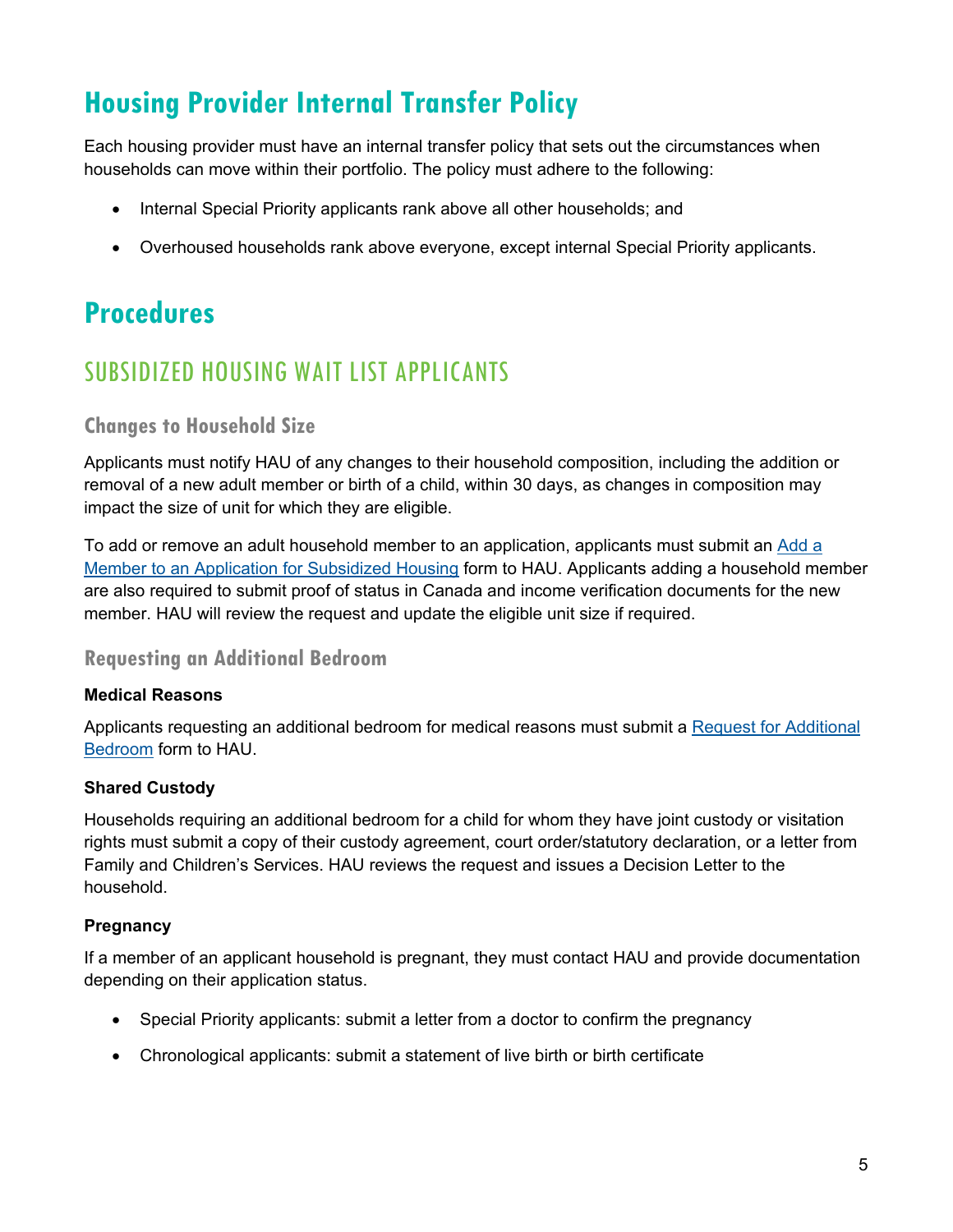# Housing Provider Internal Transfer Policy

Each housing provider must have an internal transfer policy that sets out the circumstances when households can move within their portfolio. The policy must adhere to the following:

- Internal Special Priority applicants rank above all other households; and
- Overhoused households rank above everyone, except internal Special Priority applicants.

# Procedures

## SUBSIDIZED HOUSING WAIT LIST APPLICANTS

### Changes to Household Size

Applicants must notify HAU of any changes to their household composition, including the addition or removal of a new adult member or birth of a child, within 30 days, as changes in composition may impact the size of unit for which they are eligible.

To add or remove an adult household member to an application, applicants must submit an Add a Member to an Application for Subsidized Housing form to HAU. Applicants adding a household member are also required to submit proof of status in Canada and income verification documents for the new member. HAU will review the request and update the eligible unit size if required.

### Requesting an Additional Bedroom

**Medical Reasons**

Applicants requesting an additional bedroom for medical reasons must submit a Request for Additional Bedroom form to HAU.

**Shared Custody**

Households requiring an additional bedroom for a child for whom they have joint custody or visitation rights must submit a copy of their custody agreement, court order/statutory declaration, or a letter from Family and Children's Services. HAU reviews the request and issues a Decision Letter to the household.

**Pregnancy**

If a member of an applicant household is pregnant, they must contact HAU and provide documentation depending on their application status.

- Special Priority applicants: submit a letter from a doctor to confirm the pregnancy
- Chronological applicants: submit a statement of live birth or birth certificate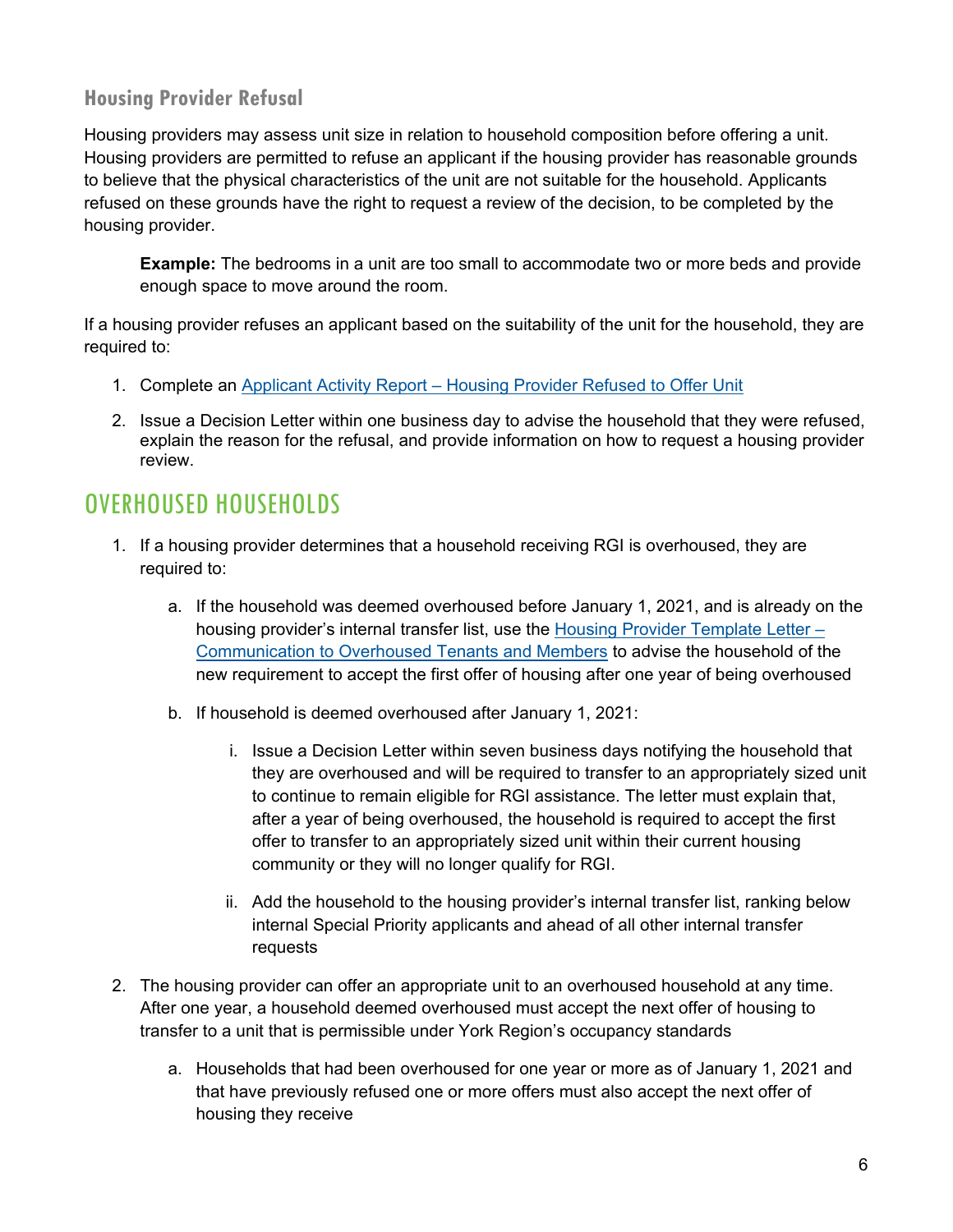### Housing Provider Refusal

Housing providers may assess unit size in relation to household composition before offering a unit. Housing providers are permitted to refuse an applicant if the housing provider has reasonable grounds to believe that the physical characteristics of the unit are not suitable for the household. Applicants refused on these grounds have the right to request a review of the decision, to be completed by the housing provider.

> **Example:** The bedrooms in a unit are too small to accommodate two or more beds and provide enough space to move around the room.

If a housing provider refuses an applicant based on the suitability of the unit for the household, they are required to:

1. Complete an Applicant Activity Report – Housing Provider Refused to Offer Unit
2. Issue a Decision Letter within one business day to advise the household that they were refused, explain the reason for the refusal, and provide information on how to request a housing provider review.

## OVERHOUSED HOUSEHOLDS

1. If a housing provider determines that a household receiving RGI is overhoused, they are required to:
   a. If the household was deemed overhoused before January 1, 2021, and is already on the housing provider's internal transfer list, use the Housing Provider Template Letter – Communication to Overhoused Tenants and Members to advise the household of the new requirement to accept the first offer of housing after one year of being overhoused
   b. If household is deemed overhoused after January 1, 2021:
      i. Issue a Decision Letter within seven business days notifying the household that they are overhoused and will be required to transfer to an appropriately sized unit to continue to remain eligible for RGI assistance. The letter must explain that, after a year of being overhoused, the household is required to accept the first offer to transfer to an appropriately sized unit within their current housing community or they will no longer qualify for RGI.
      ii. Add the household to the housing provider's internal transfer list, ranking below internal Special Priority applicants and ahead of all other internal transfer requests
2. The housing provider can offer an appropriate unit to an overhoused household at any time. After one year, a household deemed overhoused must accept the next offer of housing to transfer to a unit that is permissible under York Region's occupancy standards
   a. Households that had been overhoused for one year or more as of January 1, 2021 and that have previously refused one or more offers must also accept the next offer of housing they receive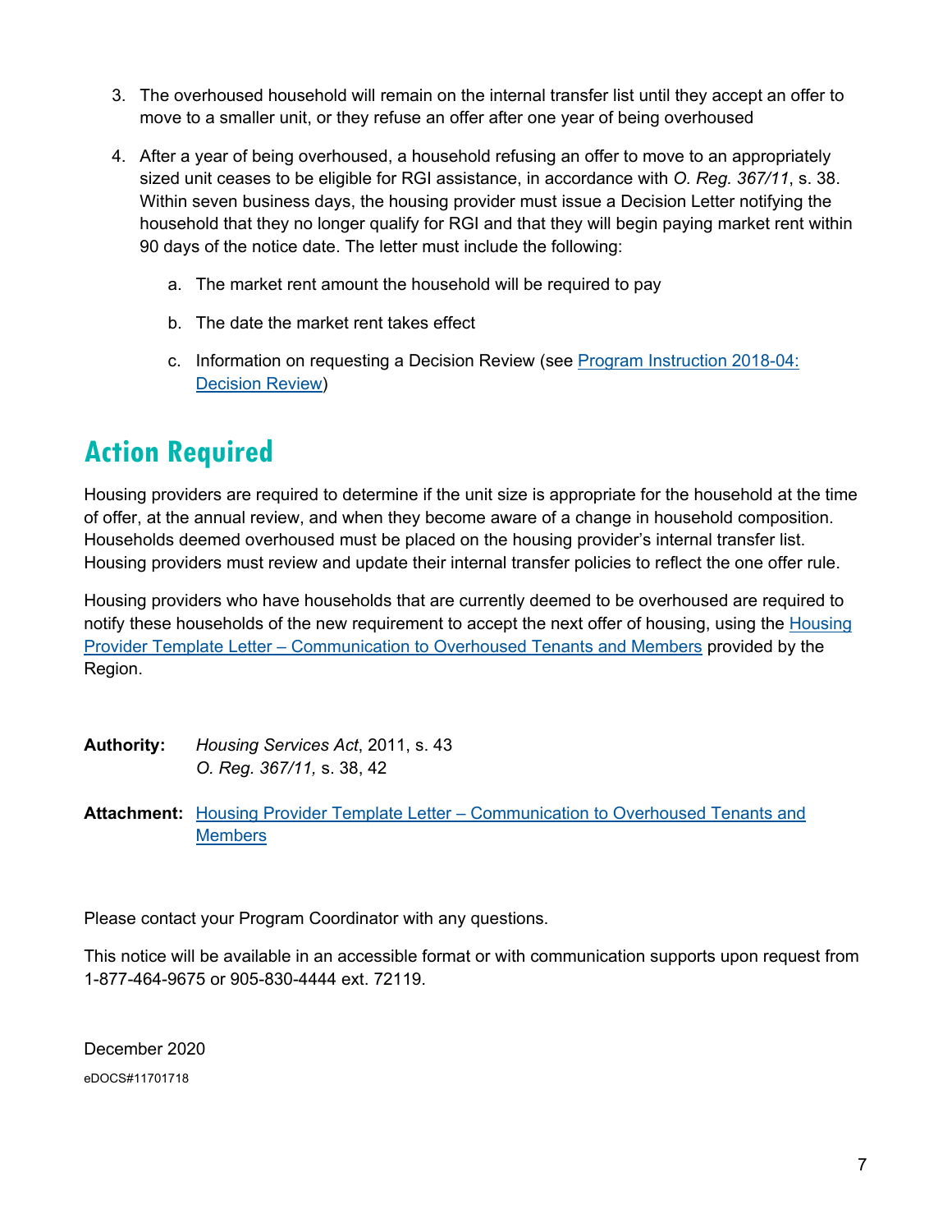3. The overhoused household will remain on the internal transfer list until they accept an offer to move to a smaller unit, or they refuse an offer after one year of being overhoused

4. After a year of being overhoused, a household refusing an offer to move to an appropriately sized unit ceases to be eligible for RGI assistance, in accordance with *O. Reg. 367/11*, s. 38. Within seven business days, the housing provider must issue a Decision Letter notifying the household that they no longer qualify for RGI and that they will begin paying market rent within 90 days of the notice date. The letter must include the following:

    a. The market rent amount the household will be required to pay

    b. The date the market rent takes effect

    c. Information on requesting a Decision Review (see [Program Instruction 2018-04: Decision Review])

## Action Required

Housing providers are required to determine if the unit size is appropriate for the household at the time of offer, at the annual review, and when they become aware of a change in household composition. Households deemed overhoused must be placed on the housing provider's internal transfer list. Housing providers must review and update their internal transfer policies to reflect the one offer rule.

Housing providers who have households that are currently deemed to be overhoused are required to notify these households of the new requirement to accept the next offer of housing, using the [Housing Provider Template Letter – Communication to Overhoused Tenants and Members] provided by the Region.

**Authority:** *Housing Services Act*, 2011, s. 43
*O. Reg. 367/11,* s. 38, 42

**Attachment:** [Housing Provider Template Letter – Communication to Overhoused Tenants and Members]

Please contact your Program Coordinator with any questions.

This notice will be available in an accessible format or with communication supports upon request from 1-877-464-9675 or 905-830-4444 ext. 72119.

December 2020

eDOCS#11701718